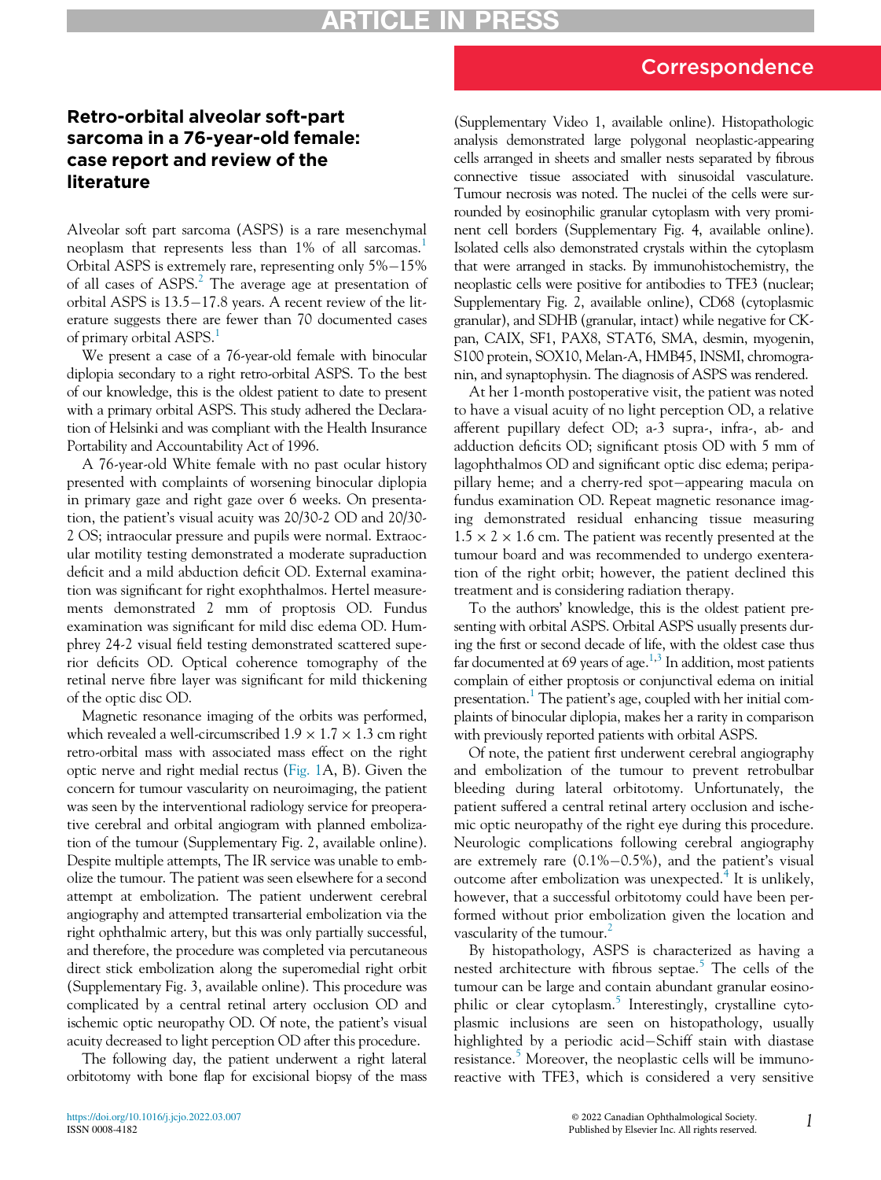# Correspondence

## Retro-orbital alveolar soft-part sarcoma in a 76-year-old female: case report and review of the literature

Alveolar soft part sarcoma (ASPS) is a rare mesenchymal neoplasm that represents less than 1% of all sarcomas.[1] Orbital ASPS is extremely rare, representing only 5%−15% of all cases of ASPS.[2] The average age at presentation of orbital ASPS is 13.5−17.8 years. A recent review of the literature suggests there are fewer than 70 documented cases of primary orbital ASPS.[1]

We present a case of a 76-year-old female with binocular diplopia secondary to a right retro-orbital ASPS. To the best of our knowledge, this is the oldest patient to date to present with a primary orbital ASPS. This study adhered the Declaration of Helsinki and was compliant with the Health Insurance Portability and Accountability Act of 1996.

A 76-year-old White female with no past ocular history presented with complaints of worsening binocular diplopia in primary gaze and right gaze over 6 weeks. On presentation, the patient's visual acuity was 20/30-2 OD and 20/30-2 OS; intraocular pressure and pupils were normal. Extraocular motility testing demonstrated a moderate supraduction deficit and a mild abduction deficit OD. External examination was significant for right exophthalmos. Hertel measurements demonstrated 2 mm of proptosis OD. Fundus examination was significant for mild disc edema OD. Humphrey 24-2 visual field testing demonstrated scattered superior deficits OD. Optical coherence tomography of the retinal nerve fibre layer was significant for mild thickening of the optic disc OD.

Magnetic resonance imaging of the orbits was performed, which revealed a well-circumscribed 1.9 × 1.7 × 1.3 cm right retro-orbital mass with associated mass effect on the right optic nerve and right medial rectus (Fig. 1A, B). Given the concern for tumour vascularity on neuroimaging, the patient was seen by the interventional radiology service for preoperative cerebral and orbital angiogram with planned embolization of the tumour (Supplementary Fig. 2, available online). Despite multiple attempts, The IR service was unable to embolize the tumour. The patient was seen elsewhere for a second attempt at embolization. The patient underwent cerebral angiography and attempted transarterial embolization via the right ophthalmic artery, but this was only partially successful, and therefore, the procedure was completed via percutaneous direct stick embolization along the superomedial right orbit (Supplementary Fig. 3, available online). This procedure was complicated by a central retinal artery occlusion OD and ischemic optic neuropathy OD. Of note, the patient's visual acuity decreased to light perception OD after this procedure.

The following day, the patient underwent a right lateral orbitotomy with bone flap for excisional biopsy of the mass (Supplementary Video 1, available online). Histopathologic analysis demonstrated large polygonal neoplastic-appearing cells arranged in sheets and smaller nests separated by fibrous connective tissue associated with sinusoidal vasculature. Tumour necrosis was noted. The nuclei of the cells were surrounded by eosinophilic granular cytoplasm with very prominent cell borders (Supplementary Fig. 4, available online). Isolated cells also demonstrated crystals within the cytoplasm that were arranged in stacks. By immunohistochemistry, the neoplastic cells were positive for antibodies to TFE3 (nuclear; Supplementary Fig. 2, available online), CD68 (cytoplasmic granular), and SDHB (granular, intact) while negative for CK-pan, CAIX, SF1, PAX8, STAT6, SMA, desmin, myogenin, S100 protein, SOX10, Melan-A, HMB45, INSMI, chromogranin, and synaptophysin. The diagnosis of ASPS was rendered.

At her 1-month postoperative visit, the patient was noted to have a visual acuity of no light perception OD, a relative afferent pupillary defect OD; a-3 supra-, infra-, ab- and adduction deficits OD; significant ptosis OD with 5 mm of lagophthalmos OD and significant optic disc edema; peripapillary heme; and a cherry-red spot−appearing macula on fundus examination OD. Repeat magnetic resonance imaging demonstrated residual enhancing tissue measuring 1.5 × 2 × 1.6 cm. The patient was recently presented at the tumour board and was recommended to undergo exenteration of the right orbit; however, the patient declined this treatment and is considering radiation therapy.

To the authors' knowledge, this is the oldest patient presenting with orbital ASPS. Orbital ASPS usually presents during the first or second decade of life, with the oldest case thus far documented at 69 years of age.[1,3] In addition, most patients complain of either proptosis or conjunctival edema on initial presentation.[1] The patient's age, coupled with her initial complaints of binocular diplopia, makes her a rarity in comparison with previously reported patients with orbital ASPS.

Of note, the patient first underwent cerebral angiography and embolization of the tumour to prevent retrobulbar bleeding during lateral orbitotomy. Unfortunately, the patient suffered a central retinal artery occlusion and ischemic optic neuropathy of the right eye during this procedure. Neurologic complications following cerebral angiography are extremely rare (0.1%−0.5%), and the patient's visual outcome after embolization was unexpected.[4] It is unlikely, however, that a successful orbitotomy could have been performed without prior embolization given the location and vascularity of the tumour.[2]

By histopathology, ASPS is characterized as having a nested architecture with fibrous septae.[5] The cells of the tumour can be large and contain abundant granular eosinophilic or clear cytoplasm.[5] Interestingly, crystalline cytoplasmic inclusions are seen on histopathology, usually highlighted by a periodic acid−Schiff stain with diastase resistance.[5] Moreover, the neoplastic cells will be immunoreactive with TFE3, which is considered a very sensitive

https://doi.org/10.1016/j.jcjo.2022.03.007
ISSN 0008-4182

© 2022 Canadian Ophthalmological Society. Published by Elsevier Inc. All rights reserved.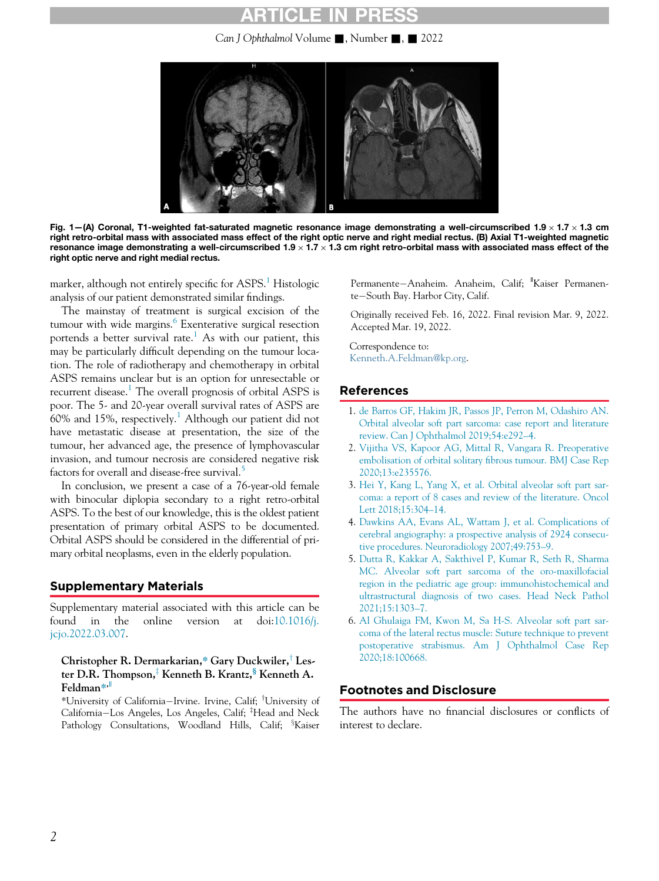Fig. 1—(A) Coronal, T1-weighted fat-saturated magnetic resonance image demonstrating a well-circumscribed 1.9 × 1.7 × 1.3 cm right retro-orbital mass with associated mass effect of the right optic nerve and right medial rectus. (B) Axial T1-weighted magnetic resonance image demonstrating a well-circumscribed 1.9 × 1.7 × 1.3 cm right retro-orbital mass with associated mass effect of the right optic nerve and right medial rectus.

marker, although not entirely specific for ASPS.[1] Histologic analysis of our patient demonstrated similar findings.

The mainstay of treatment is surgical excision of the tumour with wide margins.[6] Exenterative surgical resection portends a better survival rate.[1] As with our patient, this may be particularly difficult depending on the tumour location. The role of radiotherapy and chemotherapy in orbital ASPS remains unclear but is an option for unresectable or recurrent disease.[1] The overall prognosis of orbital ASPS is poor. The 5- and 20-year overall survival rates of ASPS are 60% and 15%, respectively.[1] Although our patient did not have metastatic disease at presentation, the size of the tumour, her advanced age, the presence of lymphovascular invasion, and tumour necrosis are considered negative risk factors for overall and disease-free survival.[5]

In conclusion, we present a case of a 76-year-old female with binocular diplopia secondary to a right retro-orbital ASPS. To the best of our knowledge, this is the oldest patient presentation of primary orbital ASPS to be documented. Orbital ASPS should be considered in the differential of primary orbital neoplasms, even in the elderly population.

## Supplementary Materials

Supplementary material associated with this article can be found in the online version at doi:10.1016/j.jcjo.2022.03.007.

**Christopher R. Dermarkarian,[*] Gary Duckwiler,[†] Lester D.R. Thompson,[‡] Kenneth B. Krantz,[§] Kenneth A. Feldman[*,‖]**

[*]University of California—Irvine. Irvine, Calif; [†]University of California—Los Angeles, Los Angeles, Calif; [‡]Head and Neck Pathology Consultations, Woodland Hills, Calif; [§]Kaiser Permanente—Anaheim. Anaheim, Calif; [‖]Kaiser Permanente—South Bay. Harbor City, Calif.

Originally received Feb. 16, 2022. Final revision Mar. 9, 2022. Accepted Mar. 19, 2022.

Correspondence to:
Kenneth.A.Feldman@kp.org.

## References

1. de Barros GF, Hakim JR, Passos JP, Perron M, Odashiro AN. Orbital alveolar soft part sarcoma: case report and literature review. Can J Ophthalmol 2019;54:e292–4.
2. Vijitha VS, Kapoor AG, Mittal R, Vangara R. Preoperative embolisation of orbital solitary fibrous tumour. BMJ Case Rep 2020;13:e235576.
3. Hei Y, Kang L, Yang X, et al. Orbital alveolar soft part sarcoma: a report of 8 cases and review of the literature. Oncol Lett 2018;15:304–14.
4. Dawkins AA, Evans AL, Wattam J, et al. Complications of cerebral angiography: a prospective analysis of 2924 consecutive procedures. Neuroradiology 2007;49:753–9.
5. Dutta R, Kakkar A, Sakthivel P, Kumar R, Seth R, Sharma MC. Alveolar soft part sarcoma of the oro-maxillofacial region in the pediatric age group: immunohistochemical and ultrastructural diagnosis of two cases. Head Neck Pathol 2021;15:1303–7.
6. Al Ghulaiga FM, Kwon M, Sa H-S. Alveolar soft part sarcoma of the lateral rectus muscle: Suture technique to prevent postoperative strabismus. Am J Ophthalmol Case Rep 2020;18:100668.

## Footnotes and Disclosure

The authors have no financial disclosures or conflicts of interest to declare.